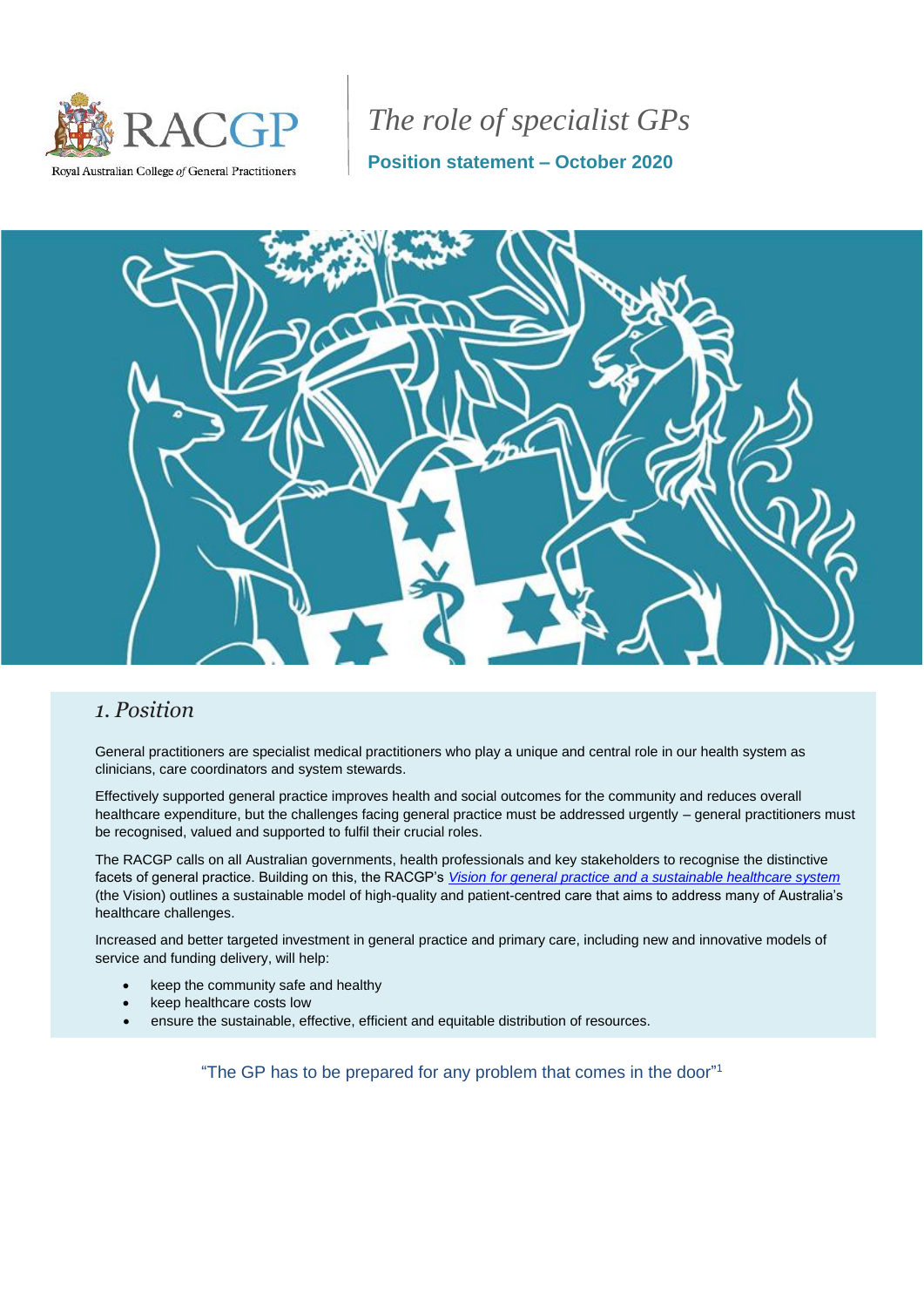RACGP

Royal Australian College *of* General Practitioners

# *The role of specialist GPs*

**Position statement – October 2020**

## 1. Position

General practitioners are specialist medical practitioners who play a unique and central role in our health system as clinicians, care coordinators and system stewards.

Effectively supported general practice improves health and social outcomes for the community and reduces overall healthcare expenditure, but the challenges facing general practice must be addressed urgently – general practitioners must be recognised, valued and supported to fulfil their crucial roles.

The RACGP calls on all Australian governments, health professionals and key stakeholders to recognise the distinctive facets of general practice. Building on this, the RACGP's *Vision for general practice and a sustainable healthcare system* (the Vision) outlines a sustainable model of high-quality and patient-centred care that aims to address many of Australia's healthcare challenges.

Increased and better targeted investment in general practice and primary care, including new and innovative models of service and funding delivery, will help:

- keep the community safe and healthy
- keep healthcare costs low
- ensure the sustainable, effective, efficient and equitable distribution of resources.

"The GP has to be prepared for any problem that comes in the door"[1]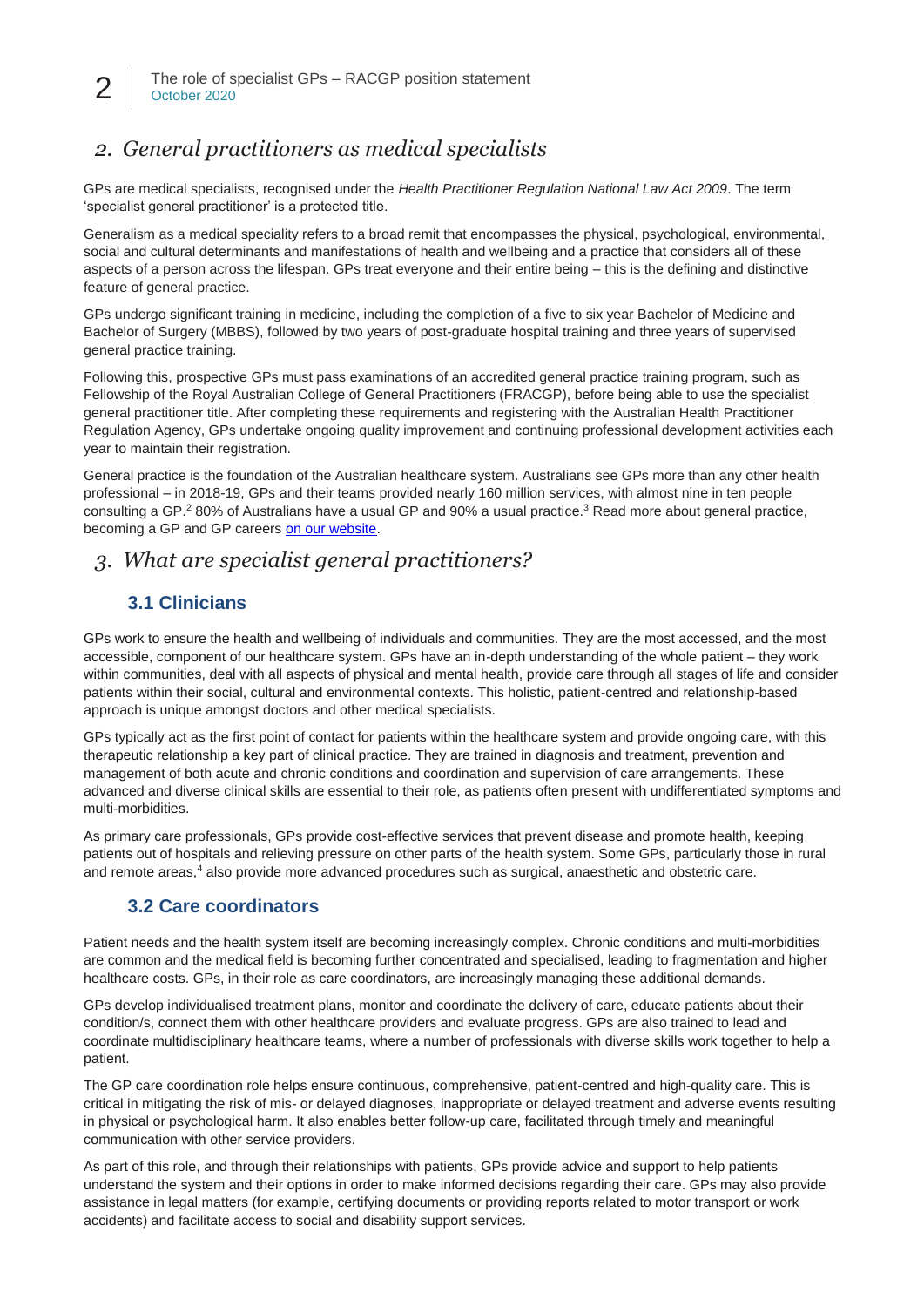## *2. General practitioners as medical specialists*

GPs are medical specialists, recognised under the *Health Practitioner Regulation National Law Act 2009*. The term 'specialist general practitioner' is a protected title.

Generalism as a medical speciality refers to a broad remit that encompasses the physical, psychological, environmental, social and cultural determinants and manifestations of health and wellbeing and a practice that considers all of these aspects of a person across the lifespan. GPs treat everyone and their entire being – this is the defining and distinctive feature of general practice.

GPs undergo significant training in medicine, including the completion of a five to six year Bachelor of Medicine and Bachelor of Surgery (MBBS), followed by two years of post-graduate hospital training and three years of supervised general practice training.

Following this, prospective GPs must pass examinations of an accredited general practice training program, such as Fellowship of the Royal Australian College of General Practitioners (FRACGP), before being able to use the specialist general practitioner title. After completing these requirements and registering with the Australian Health Practitioner Regulation Agency, GPs undertake ongoing quality improvement and continuing professional development activities each year to maintain their registration.

General practice is the foundation of the Australian healthcare system. Australians see GPs more than any other health professional – in 2018-19, GPs and their teams provided nearly 160 million services, with almost nine in ten people consulting a GP.[2] 80% of Australians have a usual GP and 90% a usual practice.[3] Read more about general practice, becoming a GP and GP careers on our website.

## *3. What are specialist general practitioners?*

### 3.1 Clinicians

GPs work to ensure the health and wellbeing of individuals and communities. They are the most accessed, and the most accessible, component of our healthcare system. GPs have an in-depth understanding of the whole patient – they work within communities, deal with all aspects of physical and mental health, provide care through all stages of life and consider patients within their social, cultural and environmental contexts. This holistic, patient-centred and relationship-based approach is unique amongst doctors and other medical specialists.

GPs typically act as the first point of contact for patients within the healthcare system and provide ongoing care, with this therapeutic relationship a key part of clinical practice. They are trained in diagnosis and treatment, prevention and management of both acute and chronic conditions and coordination and supervision of care arrangements. These advanced and diverse clinical skills are essential to their role, as patients often present with undifferentiated symptoms and multi-morbidities.

As primary care professionals, GPs provide cost-effective services that prevent disease and promote health, keeping patients out of hospitals and relieving pressure on other parts of the health system. Some GPs, particularly those in rural and remote areas,[4] also provide more advanced procedures such as surgical, anaesthetic and obstetric care.

### 3.2 Care coordinators

Patient needs and the health system itself are becoming increasingly complex. Chronic conditions and multi-morbidities are common and the medical field is becoming further concentrated and specialised, leading to fragmentation and higher healthcare costs. GPs, in their role as care coordinators, are increasingly managing these additional demands.

GPs develop individualised treatment plans, monitor and coordinate the delivery of care, educate patients about their condition/s, connect them with other healthcare providers and evaluate progress. GPs are also trained to lead and coordinate multidisciplinary healthcare teams, where a number of professionals with diverse skills work together to help a patient.

The GP care coordination role helps ensure continuous, comprehensive, patient-centred and high-quality care. This is critical in mitigating the risk of mis- or delayed diagnoses, inappropriate or delayed treatment and adverse events resulting in physical or psychological harm. It also enables better follow-up care, facilitated through timely and meaningful communication with other service providers.

As part of this role, and through their relationships with patients, GPs provide advice and support to help patients understand the system and their options in order to make informed decisions regarding their care. GPs may also provide assistance in legal matters (for example, certifying documents or providing reports related to motor transport or work accidents) and facilitate access to social and disability support services.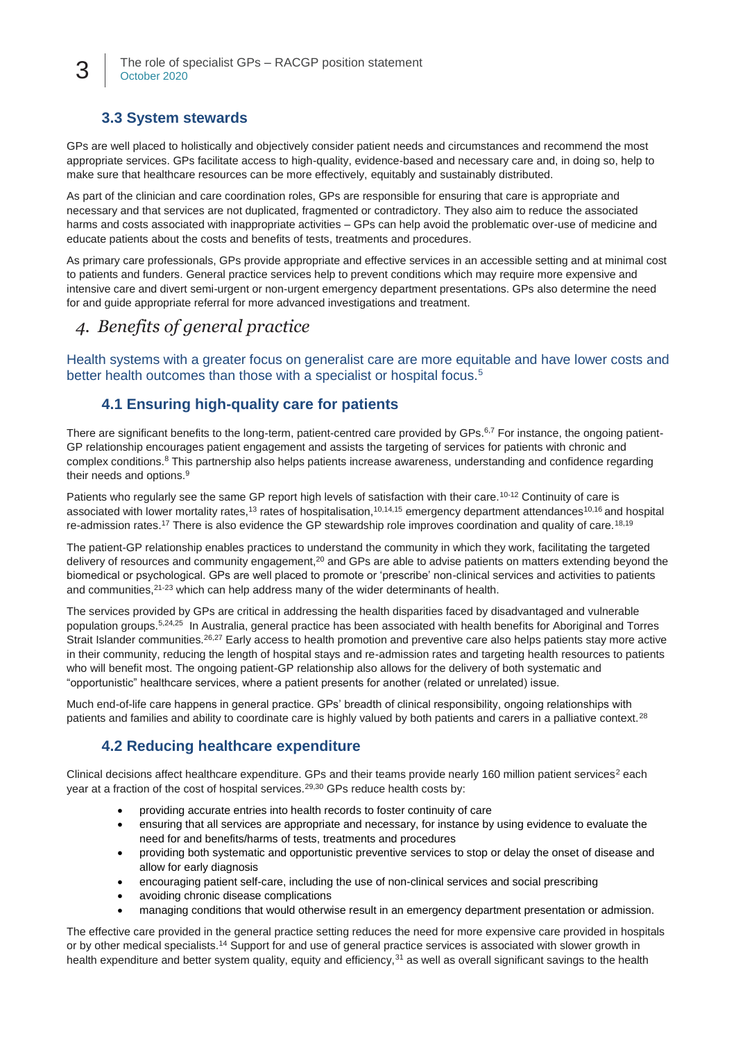### 3.3 System stewards

GPs are well placed to holistically and objectively consider patient needs and circumstances and recommend the most appropriate services. GPs facilitate access to high-quality, evidence-based and necessary care and, in doing so, help to make sure that healthcare resources can be more effectively, equitably and sustainably distributed.

As part of the clinician and care coordination roles, GPs are responsible for ensuring that care is appropriate and necessary and that services are not duplicated, fragmented or contradictory. They also aim to reduce the associated harms and costs associated with inappropriate activities – GPs can help avoid the problematic over-use of medicine and educate patients about the costs and benefits of tests, treatments and procedures.

As primary care professionals, GPs provide appropriate and effective services in an accessible setting and at minimal cost to patients and funders. General practice services help to prevent conditions which may require more expensive and intensive care and divert semi-urgent or non-urgent emergency department presentations. GPs also determine the need for and guide appropriate referral for more advanced investigations and treatment.

## 4. Benefits of general practice

Health systems with a greater focus on generalist care are more equitable and have lower costs and better health outcomes than those with a specialist or hospital focus.[5]

### 4.1 Ensuring high-quality care for patients

There are significant benefits to the long-term, patient-centred care provided by GPs.[6,7] For instance, the ongoing patient-GP relationship encourages patient engagement and assists the targeting of services for patients with chronic and complex conditions.[8] This partnership also helps patients increase awareness, understanding and confidence regarding their needs and options.[9]

Patients who regularly see the same GP report high levels of satisfaction with their care.[10-12] Continuity of care is associated with lower mortality rates,[13] rates of hospitalisation,[10,14,15] emergency department attendances[10,16] and hospital re-admission rates.[17] There is also evidence the GP stewardship role improves coordination and quality of care.[18,19]

The patient-GP relationship enables practices to understand the community in which they work, facilitating the targeted delivery of resources and community engagement,[20] and GPs are able to advise patients on matters extending beyond the biomedical or psychological. GPs are well placed to promote or 'prescribe' non-clinical services and activities to patients and communities,[21-23] which can help address many of the wider determinants of health.

The services provided by GPs are critical in addressing the health disparities faced by disadvantaged and vulnerable population groups.[5,24,25] In Australia, general practice has been associated with health benefits for Aboriginal and Torres Strait Islander communities.[26,27] Early access to health promotion and preventive care also helps patients stay more active in their community, reducing the length of hospital stays and re-admission rates and targeting health resources to patients who will benefit most. The ongoing patient-GP relationship also allows for the delivery of both systematic and "opportunistic" healthcare services, where a patient presents for another (related or unrelated) issue.

Much end-of-life care happens in general practice. GPs' breadth of clinical responsibility, ongoing relationships with patients and families and ability to coordinate care is highly valued by both patients and carers in a palliative context.[28]

### 4.2 Reducing healthcare expenditure

Clinical decisions affect healthcare expenditure. GPs and their teams provide nearly 160 million patient services[2] each year at a fraction of the cost of hospital services.[29,30] GPs reduce health costs by:

- providing accurate entries into health records to foster continuity of care
- ensuring that all services are appropriate and necessary, for instance by using evidence to evaluate the need for and benefits/harms of tests, treatments and procedures
- providing both systematic and opportunistic preventive services to stop or delay the onset of disease and allow for early diagnosis
- encouraging patient self-care, including the use of non-clinical services and social prescribing
- avoiding chronic disease complications
- managing conditions that would otherwise result in an emergency department presentation or admission.

The effective care provided in the general practice setting reduces the need for more expensive care provided in hospitals or by other medical specialists.[14] Support for and use of general practice services is associated with slower growth in health expenditure and better system quality, equity and efficiency,[31] as well as overall significant savings to the health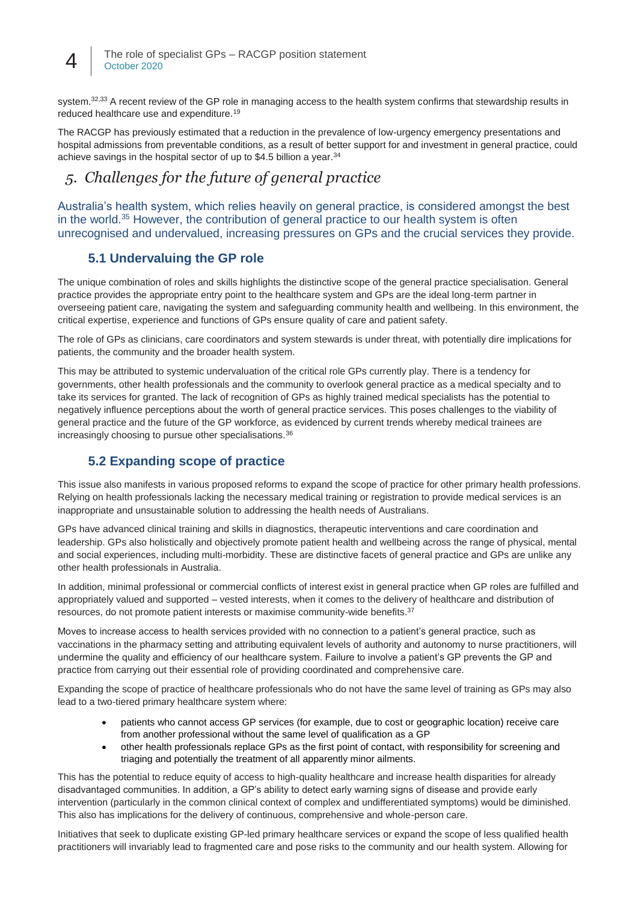system.[32,33] A recent review of the GP role in managing access to the health system confirms that stewardship results in reduced healthcare use and expenditure.[19]

The RACGP has previously estimated that a reduction in the prevalence of low-urgency emergency presentations and hospital admissions from preventable conditions, as a result of better support for and investment in general practice, could achieve savings in the hospital sector of up to $4.5 billion a year.[34]

# 5. Challenges for the future of general practice

Australia's health system, which relies heavily on general practice, is considered amongst the best in the world.[35] However, the contribution of general practice to our health system is often unrecognised and undervalued, increasing pressures on GPs and the crucial services they provide.

## 5.1 Undervaluing the GP role

The unique combination of roles and skills highlights the distinctive scope of the general practice specialisation. General practice provides the appropriate entry point to the healthcare system and GPs are the ideal long-term partner in overseeing patient care, navigating the system and safeguarding community health and wellbeing. In this environment, the critical expertise, experience and functions of GPs ensure quality of care and patient safety.

The role of GPs as clinicians, care coordinators and system stewards is under threat, with potentially dire implications for patients, the community and the broader health system.

This may be attributed to systemic undervaluation of the critical role GPs currently play. There is a tendency for governments, other health professionals and the community to overlook general practice as a medical specialty and to take its services for granted. The lack of recognition of GPs as highly trained medical specialists has the potential to negatively influence perceptions about the worth of general practice services. This poses challenges to the viability of general practice and the future of the GP workforce, as evidenced by current trends whereby medical trainees are increasingly choosing to pursue other specialisations.[36]

## 5.2 Expanding scope of practice

This issue also manifests in various proposed reforms to expand the scope of practice for other primary health professions. Relying on health professionals lacking the necessary medical training or registration to provide medical services is an inappropriate and unsustainable solution to addressing the health needs of Australians.

GPs have advanced clinical training and skills in diagnostics, therapeutic interventions and care coordination and leadership. GPs also holistically and objectively promote patient health and wellbeing across the range of physical, mental and social experiences, including multi-morbidity. These are distinctive facets of general practice and GPs are unlike any other health professionals in Australia.

In addition, minimal professional or commercial conflicts of interest exist in general practice when GP roles are fulfilled and appropriately valued and supported – vested interests, when it comes to the delivery of healthcare and distribution of resources, do not promote patient interests or maximise community-wide benefits.[37]

Moves to increase access to health services provided with no connection to a patient's general practice, such as vaccinations in the pharmacy setting and attributing equivalent levels of authority and autonomy to nurse practitioners, will undermine the quality and efficiency of our healthcare system. Failure to involve a patient's GP prevents the GP and practice from carrying out their essential role of providing coordinated and comprehensive care.

Expanding the scope of practice of healthcare professionals who do not have the same level of training as GPs may also lead to a two-tiered primary healthcare system where:

- patients who cannot access GP services (for example, due to cost or geographic location) receive care from another professional without the same level of qualification as a GP
- other health professionals replace GPs as the first point of contact, with responsibility for screening and triaging and potentially the treatment of all apparently minor ailments.

This has the potential to reduce equity of access to high-quality healthcare and increase health disparities for already disadvantaged communities. In addition, a GP's ability to detect early warning signs of disease and provide early intervention (particularly in the common clinical context of complex and undifferentiated symptoms) would be diminished. This also has implications for the delivery of continuous, comprehensive and whole-person care.

Initiatives that seek to duplicate existing GP-led primary healthcare services or expand the scope of less qualified health practitioners will invariably lead to fragmented care and pose risks to the community and our health system. Allowing for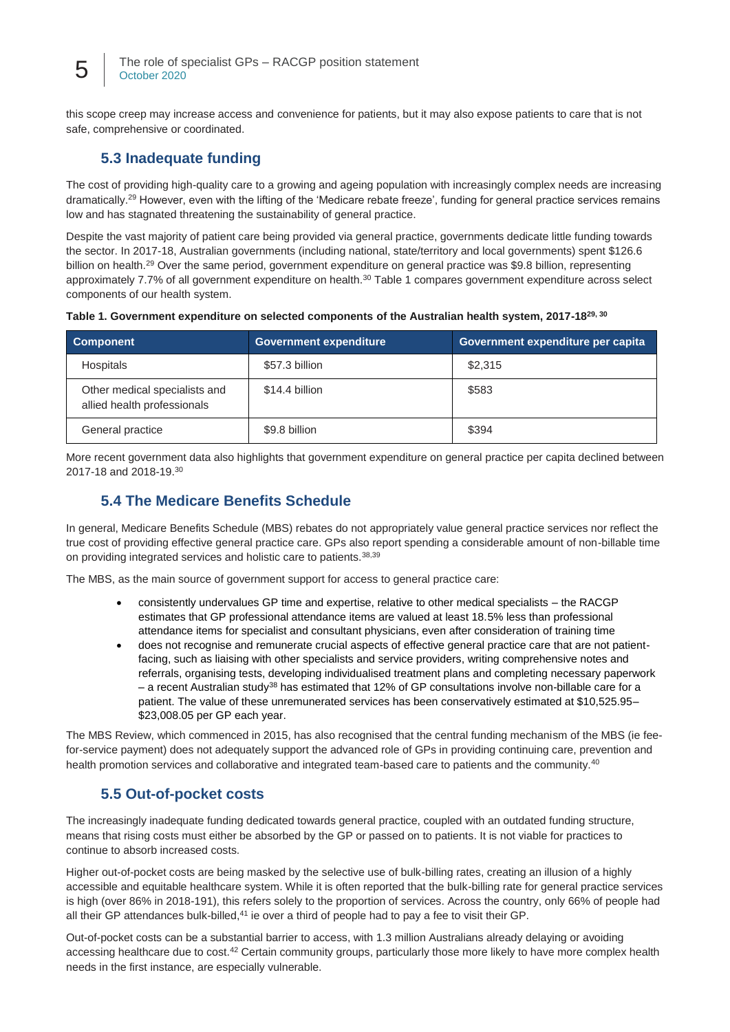this scope creep may increase access and convenience for patients, but it may also expose patients to care that is not safe, comprehensive or coordinated.

### 5.3 Inadequate funding

The cost of providing high-quality care to a growing and ageing population with increasingly complex needs are increasing dramatically.[29] However, even with the lifting of the 'Medicare rebate freeze', funding for general practice services remains low and has stagnated threatening the sustainability of general practice.

Despite the vast majority of patient care being provided via general practice, governments dedicate little funding towards the sector. In 2017-18, Australian governments (including national, state/territory and local governments) spent $126.6 billion on health.[29] Over the same period, government expenditure on general practice was $9.8 billion, representing approximately 7.7% of all government expenditure on health.[30] Table 1 compares government expenditure across select components of our health system.

**Table 1. Government expenditure on selected components of the Australian health system, 2017-18[29, 30]**

| Component | Government expenditure | Government expenditure per capita |
|---|---|---|
| Hospitals | $57.3 billion | $2,315 |
| Other medical specialists and allied health professionals | $14.4 billion | $583 |
| General practice | $9.8 billion | $394 |

More recent government data also highlights that government expenditure on general practice per capita declined between 2017-18 and 2018-19.[30]

### 5.4 The Medicare Benefits Schedule

In general, Medicare Benefits Schedule (MBS) rebates do not appropriately value general practice services nor reflect the true cost of providing effective general practice care. GPs also report spending a considerable amount of non-billable time on providing integrated services and holistic care to patients.[38,39]

The MBS, as the main source of government support for access to general practice care:

- consistently undervalues GP time and expertise, relative to other medical specialists – the RACGP estimates that GP professional attendance items are valued at least 18.5% less than professional attendance items for specialist and consultant physicians, even after consideration of training time
- does not recognise and remunerate crucial aspects of effective general practice care that are not patient-facing, such as liaising with other specialists and service providers, writing comprehensive notes and referrals, organising tests, developing individualised treatment plans and completing necessary paperwork – a recent Australian study[38] has estimated that 12% of GP consultations involve non-billable care for a patient. The value of these unremunerated services has been conservatively estimated at $10,525.95–$23,008.05 per GP each year.

The MBS Review, which commenced in 2015, has also recognised that the central funding mechanism of the MBS (ie fee-for-service payment) does not adequately support the advanced role of GPs in providing continuing care, prevention and health promotion services and collaborative and integrated team-based care to patients and the community.[40]

### 5.5 Out-of-pocket costs

The increasingly inadequate funding dedicated towards general practice, coupled with an outdated funding structure, means that rising costs must either be absorbed by the GP or passed on to patients. It is not viable for practices to continue to absorb increased costs.

Higher out-of-pocket costs are being masked by the selective use of bulk-billing rates, creating an illusion of a highly accessible and equitable healthcare system. While it is often reported that the bulk-billing rate for general practice services is high (over 86% in 2018-19[1]), this refers solely to the proportion of services. Across the country, only 66% of people had all their GP attendances bulk-billed,[41] ie over a third of people had to pay a fee to visit their GP.

Out-of-pocket costs can be a substantial barrier to access, with 1.3 million Australians already delaying or avoiding accessing healthcare due to cost.[42] Certain community groups, particularly those more likely to have more complex health needs in the first instance, are especially vulnerable.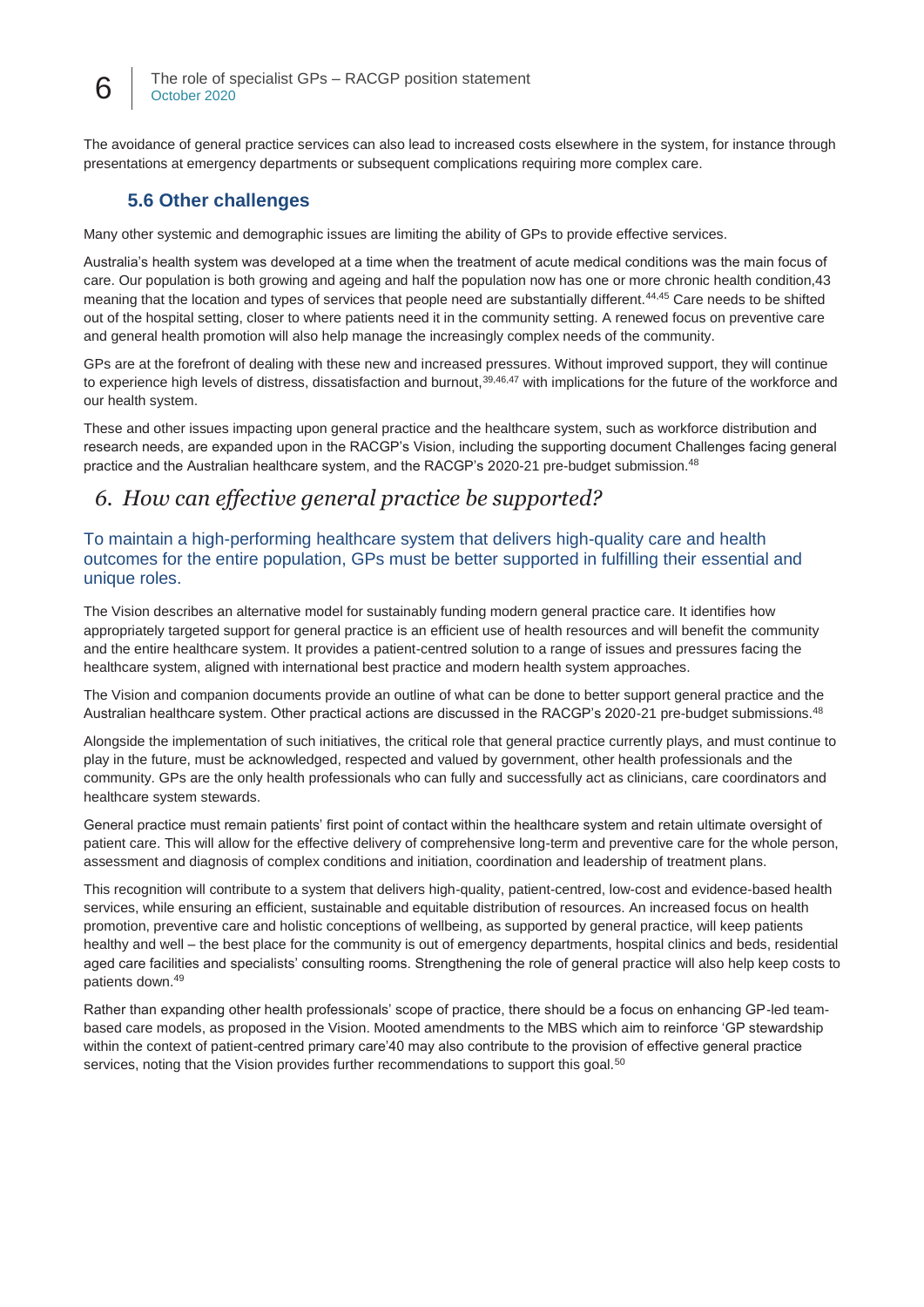The avoidance of general practice services can also lead to increased costs elsewhere in the system, for instance through presentations at emergency departments or subsequent complications requiring more complex care.

### 5.6 Other challenges

Many other systemic and demographic issues are limiting the ability of GPs to provide effective services.

Australia's health system was developed at a time when the treatment of acute medical conditions was the main focus of care. Our population is both growing and ageing and half the population now has one or more chronic health condition,43 meaning that the location and types of services that people need are substantially different.[44,45] Care needs to be shifted out of the hospital setting, closer to where patients need it in the community setting. A renewed focus on preventive care and general health promotion will also help manage the increasingly complex needs of the community.

GPs are at the forefront of dealing with these new and increased pressures. Without improved support, they will continue to experience high levels of distress, dissatisfaction and burnout,[39,46,47] with implications for the future of the workforce and our health system.

These and other issues impacting upon general practice and the healthcare system, such as workforce distribution and research needs, are expanded upon in the RACGP's Vision, including the supporting document Challenges facing general practice and the Australian healthcare system, and the RACGP's 2020-21 pre-budget submission.[48]

## *6. How can effective general practice be supported?*

To maintain a high-performing healthcare system that delivers high-quality care and health outcomes for the entire population, GPs must be better supported in fulfilling their essential and unique roles.

The Vision describes an alternative model for sustainably funding modern general practice care. It identifies how appropriately targeted support for general practice is an efficient use of health resources and will benefit the community and the entire healthcare system. It provides a patient-centred solution to a range of issues and pressures facing the healthcare system, aligned with international best practice and modern health system approaches.

The Vision and companion documents provide an outline of what can be done to better support general practice and the Australian healthcare system. Other practical actions are discussed in the RACGP's 2020-21 pre-budget submissions.[48]

Alongside the implementation of such initiatives, the critical role that general practice currently plays, and must continue to play in the future, must be acknowledged, respected and valued by government, other health professionals and the community. GPs are the only health professionals who can fully and successfully act as clinicians, care coordinators and healthcare system stewards.

General practice must remain patients' first point of contact within the healthcare system and retain ultimate oversight of patient care. This will allow for the effective delivery of comprehensive long-term and preventive care for the whole person, assessment and diagnosis of complex conditions and initiation, coordination and leadership of treatment plans.

This recognition will contribute to a system that delivers high-quality, patient-centred, low-cost and evidence-based health services, while ensuring an efficient, sustainable and equitable distribution of resources. An increased focus on health promotion, preventive care and holistic conceptions of wellbeing, as supported by general practice, will keep patients healthy and well – the best place for the community is out of emergency departments, hospital clinics and beds, residential aged care facilities and specialists' consulting rooms. Strengthening the role of general practice will also help keep costs to patients down.[49]

Rather than expanding other health professionals' scope of practice, there should be a focus on enhancing GP-led team-based care models, as proposed in the Vision. Mooted amendments to the MBS which aim to reinforce 'GP stewardship within the context of patient-centred primary care'40 may also contribute to the provision of effective general practice services, noting that the Vision provides further recommendations to support this goal.[50]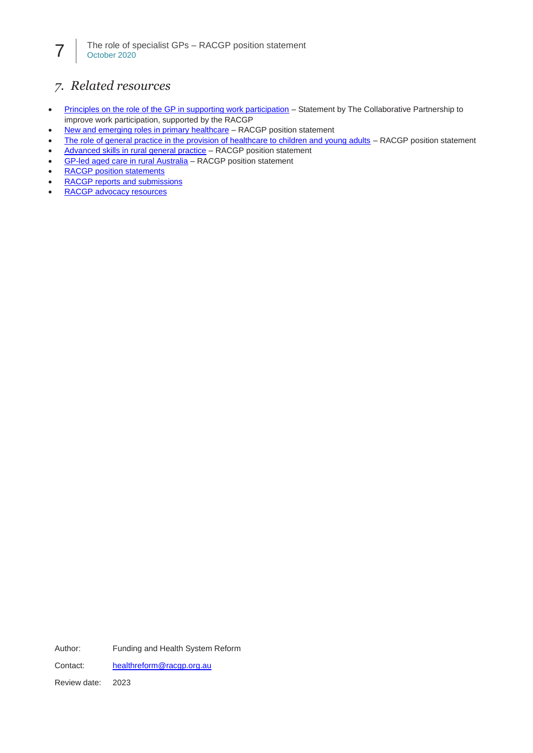## 7. Related resources

- Principles on the role of the GP in supporting work participation – Statement by The Collaborative Partnership to improve work participation, supported by the RACGP
- New and emerging roles in primary healthcare – RACGP position statement
- The role of general practice in the provision of healthcare to children and young adults – RACGP position statement
- Advanced skills in rural general practice – RACGP position statement
- GP-led aged care in rural Australia – RACGP position statement
- RACGP position statements
- RACGP reports and submissions
- RACGP advocacy resources

Author: Funding and Health System Reform

Contact: healthreform@racgp.org.au

Review date: 2023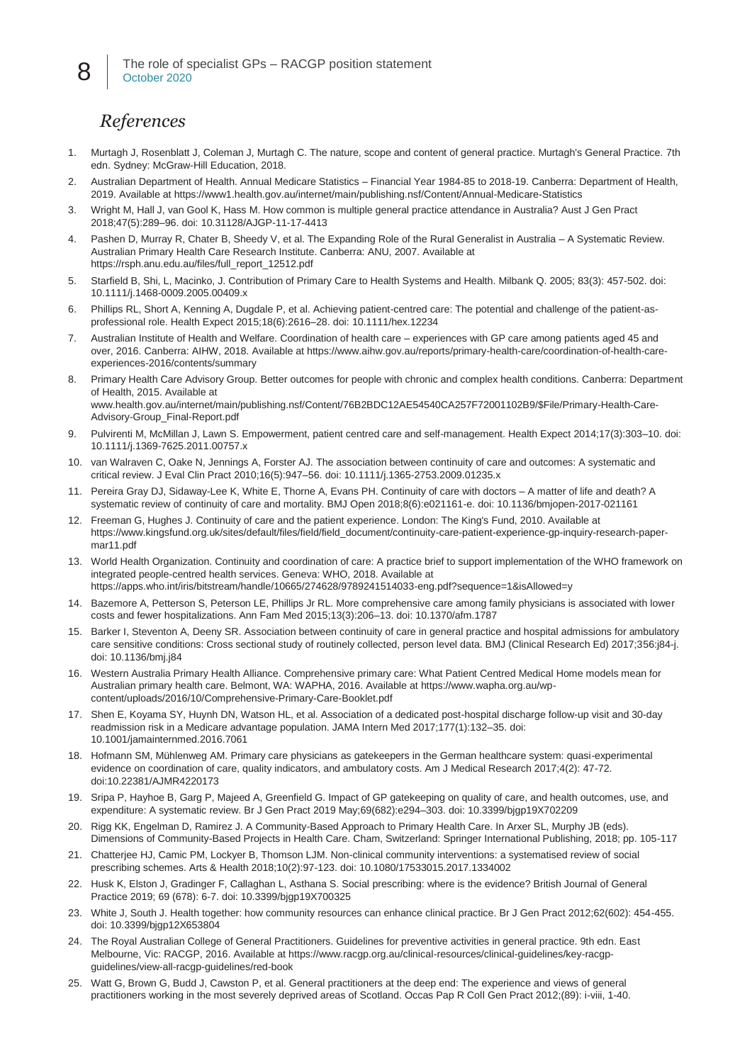# *References*

1. Murtagh J, Rosenblatt J, Coleman J, Murtagh C. The nature, scope and content of general practice. Murtagh's General Practice. 7th edn. Sydney: McGraw-Hill Education, 2018.
2. Australian Department of Health. Annual Medicare Statistics – Financial Year 1984-85 to 2018-19. Canberra: Department of Health, 2019. Available at https://www1.health.gov.au/internet/main/publishing.nsf/Content/Annual-Medicare-Statistics
3. Wright M, Hall J, van Gool K, Hass M. How common is multiple general practice attendance in Australia? Aust J Gen Pract 2018;47(5):289–96. doi: 10.31128/AJGP-11-17-4413
4. Pashen D, Murray R, Chater B, Sheedy V, et al. The Expanding Role of the Rural Generalist in Australia – A Systematic Review. Australian Primary Health Care Research Institute. Canberra: ANU, 2007. Available at https://rsph.anu.edu.au/files/full_report_12512.pdf
5. Starfield B, Shi, L, Macinko, J. Contribution of Primary Care to Health Systems and Health. Milbank Q. 2005; 83(3): 457-502. doi: 10.1111/j.1468-0009.2005.00409.x
6. Phillips RL, Short A, Kenning A, Dugdale P, et al. Achieving patient-centred care: The potential and challenge of the patient-as-professional role. Health Expect 2015;18(6):2616–28. doi: 10.1111/hex.12234
7. Australian Institute of Health and Welfare. Coordination of health care – experiences with GP care among patients aged 45 and over, 2016. Canberra: AIHW, 2018. Available at https://www.aihw.gov.au/reports/primary-health-care/coordination-of-health-care-experiences-2016/contents/summary
8. Primary Health Care Advisory Group. Better outcomes for people with chronic and complex health conditions. Canberra: Department of Health, 2015. Available at www.health.gov.au/internet/main/publishing.nsf/Content/76B2BDC12AE54540CA257F72001102B9/$File/Primary-Health-Care-Advisory-Group_Final-Report.pdf
9. Pulvirenti M, McMillan J, Lawn S. Empowerment, patient centred care and self-management. Health Expect 2014;17(3):303–10. doi: 10.1111/j.1369-7625.2011.00757.x
10. van Walraven C, Oake N, Jennings A, Forster AJ. The association between continuity of care and outcomes: A systematic and critical review. J Eval Clin Pract 2010;16(5):947–56. doi: 10.1111/j.1365-2753.2009.01235.x
11. Pereira Gray DJ, Sidaway-Lee K, White E, Thorne A, Evans PH. Continuity of care with doctors – A matter of life and death? A systematic review of continuity of care and mortality. BMJ Open 2018;8(6):e021161-e. doi: 10.1136/bmjopen-2017-021161
12. Freeman G, Hughes J. Continuity of care and the patient experience. London: The King's Fund, 2010. Available at https://www.kingsfund.org.uk/sites/default/files/field/field_document/continuity-care-patient-experience-gp-inquiry-research-paper-mar11.pdf
13. World Health Organization. Continuity and coordination of care: A practice brief to support implementation of the WHO framework on integrated people-centred health services. Geneva: WHO, 2018. Available at https://apps.who.int/iris/bitstream/handle/10665/274628/9789241514033-eng.pdf?sequence=1&isAllowed=y
14. Bazemore A, Petterson S, Peterson LE, Phillips Jr RL. More comprehensive care among family physicians is associated with lower costs and fewer hospitalizations. Ann Fam Med 2015;13(3):206–13. doi: 10.1370/afm.1787
15. Barker I, Steventon A, Deeny SR. Association between continuity of care in general practice and hospital admissions for ambulatory care sensitive conditions: Cross sectional study of routinely collected, person level data. BMJ (Clinical Research Ed) 2017;356:j84-j. doi: 10.1136/bmj.j84
16. Western Australia Primary Health Alliance. Comprehensive primary care: What Patient Centred Medical Home models mean for Australian primary health care. Belmont, WA: WAPHA, 2016. Available at https://www.wapha.org.au/wp-content/uploads/2016/10/Comprehensive-Primary-Care-Booklet.pdf
17. Shen E, Koyama SY, Huynh DN, Watson HL, et al. Association of a dedicated post-hospital discharge follow-up visit and 30-day readmission risk in a Medicare advantage population. JAMA Intern Med 2017;177(1):132–35. doi: 10.1001/jamainternmed.2016.7061
18. Hofmann SM, Mühlenweg AM. Primary care physicians as gatekeepers in the German healthcare system: quasi-experimental evidence on coordination of care, quality indicators, and ambulatory costs. Am J Medical Research 2017;4(2): 47-72. doi:10.22381/AJMR4220173
19. Sripa P, Hayhoe B, Garg P, Majeed A, Greenfield G. Impact of GP gatekeeping on quality of care, and health outcomes, use, and expenditure: A systematic review. Br J Gen Pract 2019 May;69(682):e294–303. doi: 10.3399/bjgp19X702209
20. Rigg KK, Engelman D, Ramirez J. A Community-Based Approach to Primary Health Care. In Arxer SL, Murphy JB (eds). Dimensions of Community-Based Projects in Health Care. Cham, Switzerland: Springer International Publishing, 2018; pp. 105-117
21. Chatterjee HJ, Camic PM, Lockyer B, Thomson LJM. Non-clinical community interventions: a systematised review of social prescribing schemes. Arts & Health 2018;10(2):97-123. doi: 10.1080/17533015.2017.1334002
22. Husk K, Elston J, Gradinger F, Callaghan L, Asthana S. Social prescribing: where is the evidence? British Journal of General Practice 2019; 69 (678): 6-7. doi: 10.3399/bjgp19X700325
23. White J, South J. Health together: how community resources can enhance clinical practice. Br J Gen Pract 2012;62(602): 454-455. doi: 10.3399/bjgp12X653804
24. The Royal Australian College of General Practitioners. Guidelines for preventive activities in general practice. 9th edn. East Melbourne, Vic: RACGP, 2016. Available at https://www.racgp.org.au/clinical-resources/clinical-guidelines/key-racgp-guidelines/view-all-racgp-guidelines/red-book
25. Watt G, Brown G, Budd J, Cawston P, et al. General practitioners at the deep end: The experience and views of general practitioners working in the most severely deprived areas of Scotland. Occas Pap R Coll Gen Pract 2012;(89): i-viii, 1-40.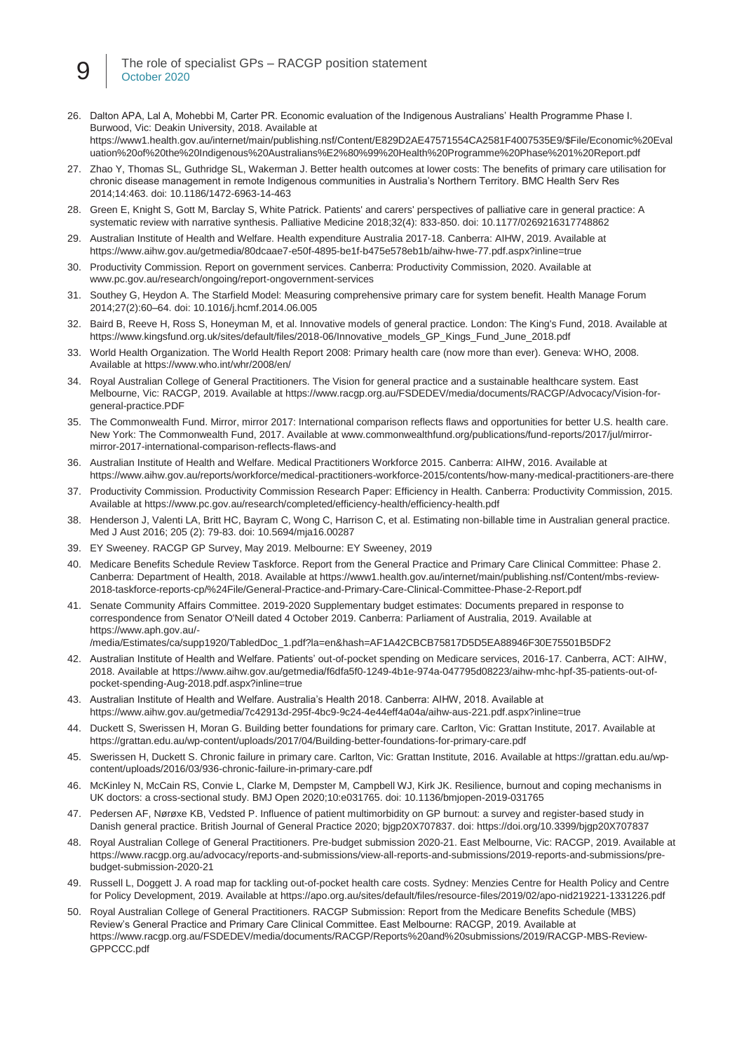26. Dalton APA, Lal A, Mohebbi M, Carter PR. Economic evaluation of the Indigenous Australians' Health Programme Phase I. Burwood, Vic: Deakin University, 2018. Available at https://www1.health.gov.au/internet/main/publishing.nsf/Content/E829D2AE47571554CA2581F4007535E9/$File/Economic%20Evaluation%20of%20the%20Indigenous%20Australians%E2%80%99%20Health%20Programme%20Phase%201%20Report.pdf
27. Zhao Y, Thomas SL, Guthridge SL, Wakerman J. Better health outcomes at lower costs: The benefits of primary care utilisation for chronic disease management in remote Indigenous communities in Australia's Northern Territory. BMC Health Serv Res 2014;14:463. doi: 10.1186/1472-6963-14-463
28. Green E, Knight S, Gott M, Barclay S, White Patrick. Patients' and carers' perspectives of palliative care in general practice: A systematic review with narrative synthesis. Palliative Medicine 2018;32(4): 833-850. doi: 10.1177/0269216317748862
29. Australian Institute of Health and Welfare. Health expenditure Australia 2017-18. Canberra: AIHW, 2019. Available at https://www.aihw.gov.au/getmedia/80dcaae7-e50f-4895-be1f-b475e578eb1b/aihw-hwe-77.pdf.aspx?inline=true
30. Productivity Commission. Report on government services. Canberra: Productivity Commission, 2020. Available at www.pc.gov.au/research/ongoing/report-ongovernment-services
31. Southey G, Heydon A. The Starfield Model: Measuring comprehensive primary care for system benefit. Health Manage Forum 2014;27(2):60–64. doi: 10.1016/j.hcmf.2014.06.005
32. Baird B, Reeve H, Ross S, Honeyman M, et al. Innovative models of general practice. London: The King's Fund, 2018. Available at https://www.kingsfund.org.uk/sites/default/files/2018-06/Innovative_models_GP_Kings_Fund_June_2018.pdf
33. World Health Organization. The World Health Report 2008: Primary health care (now more than ever). Geneva: WHO, 2008. Available at https://www.who.int/whr/2008/en/
34. Royal Australian College of General Practitioners. The Vision for general practice and a sustainable healthcare system. East Melbourne, Vic: RACGP, 2019. Available at https://www.racgp.org.au/FSDEDEV/media/documents/RACGP/Advocacy/Vision-for-general-practice.PDF
35. The Commonwealth Fund. Mirror, mirror 2017: International comparison reflects flaws and opportunities for better U.S. health care. New York: The Commonwealth Fund, 2017. Available at www.commonwealthfund.org/publications/fund-reports/2017/jul/mirror-mirror-2017-international-comparison-reflects-flaws-and
36. Australian Institute of Health and Welfare. Medical Practitioners Workforce 2015. Canberra: AIHW, 2016. Available at https://www.aihw.gov.au/reports/workforce/medical-practitioners-workforce-2015/contents/how-many-medical-practitioners-are-there
37. Productivity Commission. Productivity Commission Research Paper: Efficiency in Health. Canberra: Productivity Commission, 2015. Available at https://www.pc.gov.au/research/completed/efficiency-health/efficiency-health.pdf
38. Henderson J, Valenti LA, Britt HC, Bayram C, Wong C, Harrison C, et al. Estimating non-billable time in Australian general practice. Med J Aust 2016; 205 (2): 79-83. doi: 10.5694/mja16.00287
39. EY Sweeney. RACGP GP Survey, May 2019. Melbourne: EY Sweeney, 2019
40. Medicare Benefits Schedule Review Taskforce. Report from the General Practice and Primary Care Clinical Committee: Phase 2. Canberra: Department of Health, 2018. Available at https://www1.health.gov.au/internet/main/publishing.nsf/Content/mbs-review-2018-taskforce-reports-cp/%24File/General-Practice-and-Primary-Care-Clinical-Committee-Phase-2-Report.pdf
41. Senate Community Affairs Committee. 2019-2020 Supplementary budget estimates: Documents prepared in response to correspondence from Senator O'Neill dated 4 October 2019. Canberra: Parliament of Australia, 2019. Available at https://www.aph.gov.au/-/media/Estimates/ca/supp1920/TabledDoc_1.pdf?la=en&hash=AF1A42CBCB75817D5D5EA88946F30E75501B5DF2
42. Australian Institute of Health and Welfare. Patients' out-of-pocket spending on Medicare services, 2016-17. Canberra, ACT: AIHW, 2018. Available at https://www.aihw.gov.au/getmedia/f6dfa5f0-1249-4b1e-974a-047795d08223/aihw-mhc-hpf-35-patients-out-of-pocket-spending-Aug-2018.pdf.aspx?inline=true
43. Australian Institute of Health and Welfare. Australia's Health 2018. Canberra: AIHW, 2018. Available at https://www.aihw.gov.au/getmedia/7c42913d-295f-4bc9-9c24-4e44eff4a04a/aihw-aus-221.pdf.aspx?inline=true
44. Duckett S, Swerissen H, Moran G. Building better foundations for primary care. Carlton, Vic: Grattan Institute, 2017. Available at https://grattan.edu.au/wp-content/uploads/2017/04/Building-better-foundations-for-primary-care.pdf
45. Swerissen H, Duckett S. Chronic failure in primary care. Carlton, Vic: Grattan Institute, 2016. Available at https://grattan.edu.au/wp-content/uploads/2016/03/936-chronic-failure-in-primary-care.pdf
46. McKinley N, McCain RS, Convie L, Clarke M, Dempster M, Campbell WJ, Kirk JK. Resilience, burnout and coping mechanisms in UK doctors: a cross-sectional study. BMJ Open 2020;10:e031765. doi: 10.1136/bmjopen-2019-031765
47. Pedersen AF, Nørøxe KB, Vedsted P. Influence of patient multimorbidity on GP burnout: a survey and register-based study in Danish general practice. British Journal of General Practice 2020; bjgp20X707837. doi: https://doi.org/10.3399/bjgp20X707837
48. Royal Australian College of General Practitioners. Pre-budget submission 2020-21. East Melbourne, Vic: RACGP, 2019. Available at https://www.racgp.org.au/advocacy/reports-and-submissions/view-all-reports-and-submissions/2019-reports-and-submissions/pre-budget-submission-2020-21
49. Russell L, Doggett J. A road map for tackling out-of-pocket health care costs. Sydney: Menzies Centre for Health Policy and Centre for Policy Development, 2019. Available at https://apo.org.au/sites/default/files/resource-files/2019/02/apo-nid219221-1331226.pdf
50. Royal Australian College of General Practitioners. RACGP Submission: Report from the Medicare Benefits Schedule (MBS) Review's General Practice and Primary Care Clinical Committee. East Melbourne: RACGP, 2019. Available at https://www.racgp.org.au/FSDEDEV/media/documents/RACGP/Reports%20and%20submissions/2019/RACGP-MBS-Review-GPPCCC.pdf